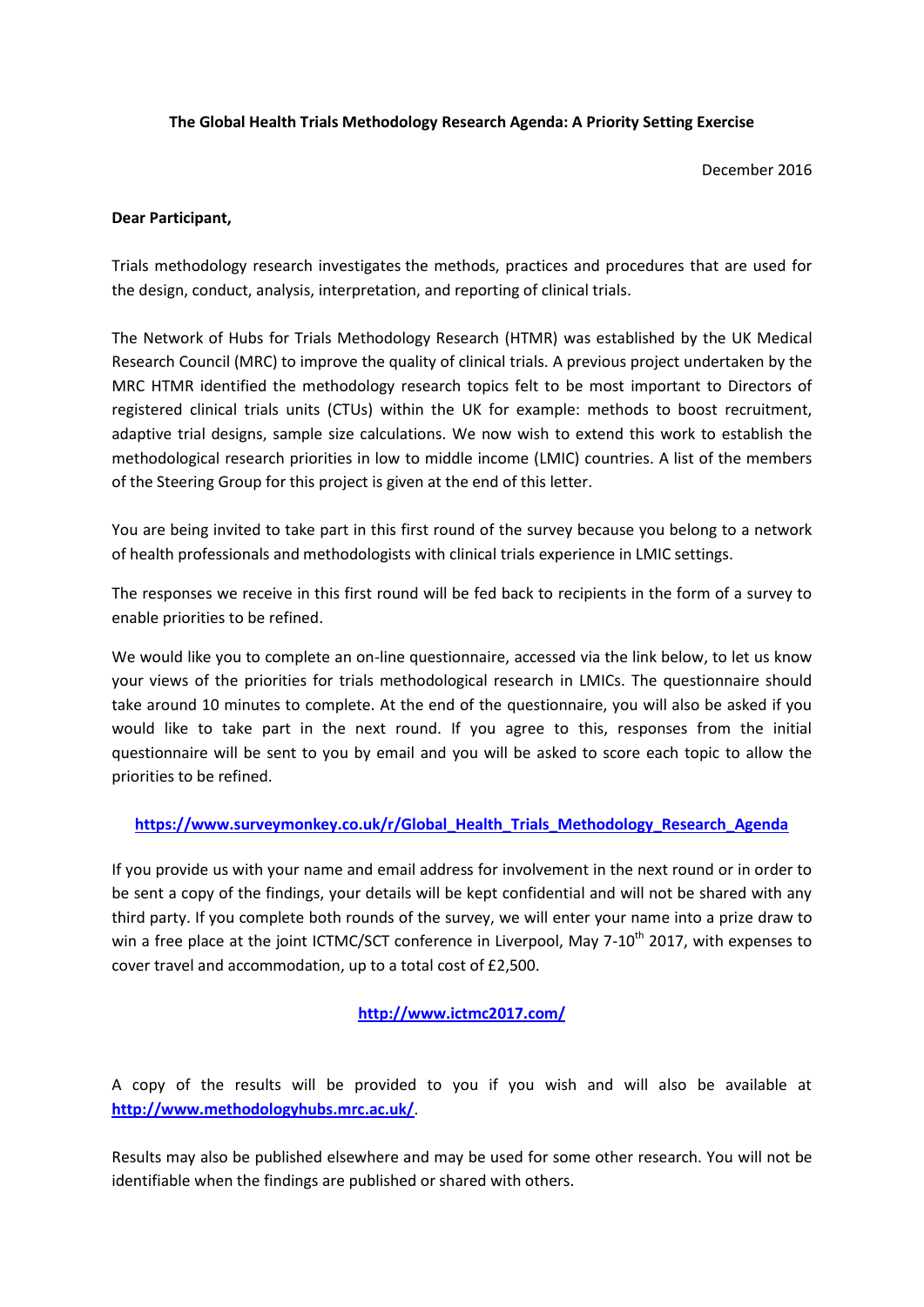**The Global Health Trials Methodology Research Agenda: A Priority Setting Exercise**

December 2016

**Dear Participant,**

Trials methodology research investigates the methods, practices and procedures that are used for the design, conduct, analysis, interpretation, and reporting of clinical trials.

The Network of Hubs for Trials Methodology Research (HTMR) was established by the UK Medical Research Council (MRC) to improve the quality of clinical trials. A previous project undertaken by the MRC HTMR identified the methodology research topics felt to be most important to Directors of registered clinical trials units (CTUs) within the UK for example: methods to boost recruitment, adaptive trial designs, sample size calculations. We now wish to extend this work to establish the methodological research priorities in low to middle income (LMIC) countries. A list of the members of the Steering Group for this project is given at the end of this letter.

You are being invited to take part in this first round of the survey because you belong to a network of health professionals and methodologists with clinical trials experience in LMIC settings.

The responses we receive in this first round will be fed back to recipients in the form of a survey to enable priorities to be refined.

We would like you to complete an on-line questionnaire, accessed via the link below, to let us know your views of the priorities for trials methodological research in LMICs. The questionnaire should take around 10 minutes to complete. At the end of the questionnaire, you will also be asked if you would like to take part in the next round. If you agree to this, responses from the initial questionnaire will be sent to you by email and you will be asked to score each topic to allow the priorities to be refined.

https://www.surveymonkey.co.uk/r/Global_Health_Trials_Methodology_Research_Agenda

If you provide us with your name and email address for involvement in the next round or in order to be sent a copy of the findings, your details will be kept confidential and will not be shared with any third party. If you complete both rounds of the survey, we will enter your name into a prize draw to win a free place at the joint ICTMC/SCT conference in Liverpool, May 7-10th 2017, with expenses to cover travel and accommodation, up to a total cost of £2,500.

http://www.ictmc2017.com/

A copy of the results will be provided to you if you wish and will also be available at http://www.methodologyhubs.mrc.ac.uk/.

Results may also be published elsewhere and may be used for some other research. You will not be identifiable when the findings are published or shared with others.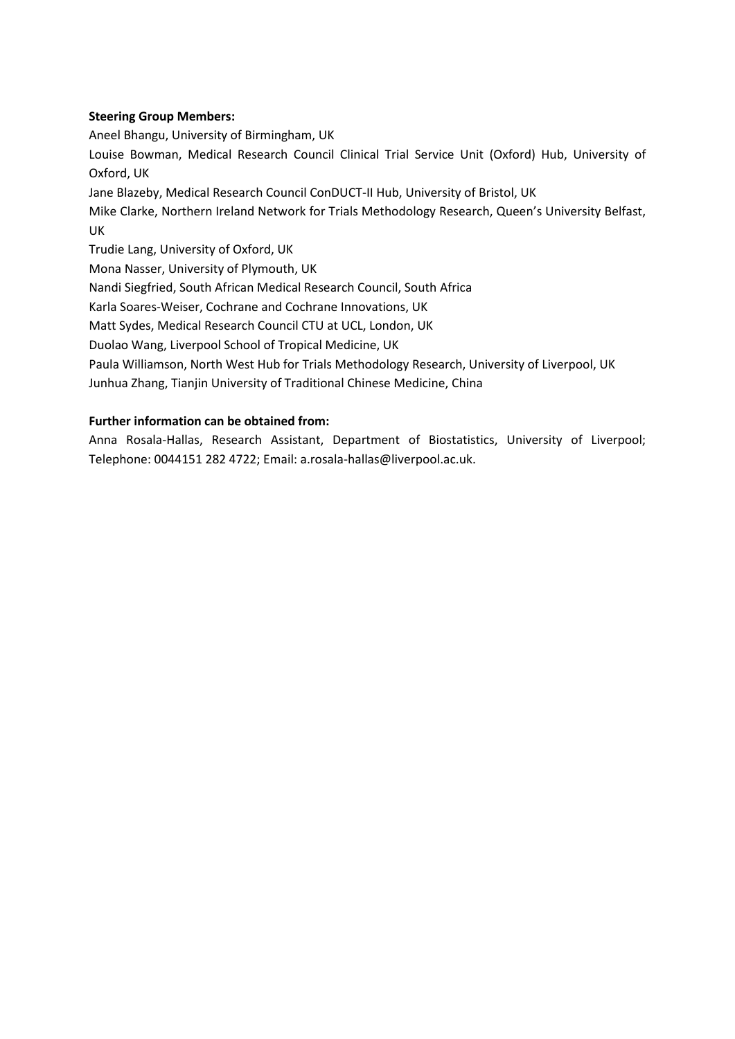**Steering Group Members:**

Aneel Bhangu, University of Birmingham, UK
Louise Bowman, Medical Research Council Clinical Trial Service Unit (Oxford) Hub, University of Oxford, UK
Jane Blazeby, Medical Research Council ConDUCT-II Hub, University of Bristol, UK
Mike Clarke, Northern Ireland Network for Trials Methodology Research, Queen's University Belfast, UK
Trudie Lang, University of Oxford, UK
Mona Nasser, University of Plymouth, UK
Nandi Siegfried, South African Medical Research Council, South Africa
Karla Soares-Weiser, Cochrane and Cochrane Innovations, UK
Matt Sydes, Medical Research Council CTU at UCL, London, UK
Duolao Wang, Liverpool School of Tropical Medicine, UK
Paula Williamson, North West Hub for Trials Methodology Research, University of Liverpool, UK
Junhua Zhang, Tianjin University of Traditional Chinese Medicine, China

**Further information can be obtained from:**

Anna Rosala-Hallas, Research Assistant, Department of Biostatistics, University of Liverpool; Telephone: 0044151 282 4722; Email: a.rosala-hallas@liverpool.ac.uk.